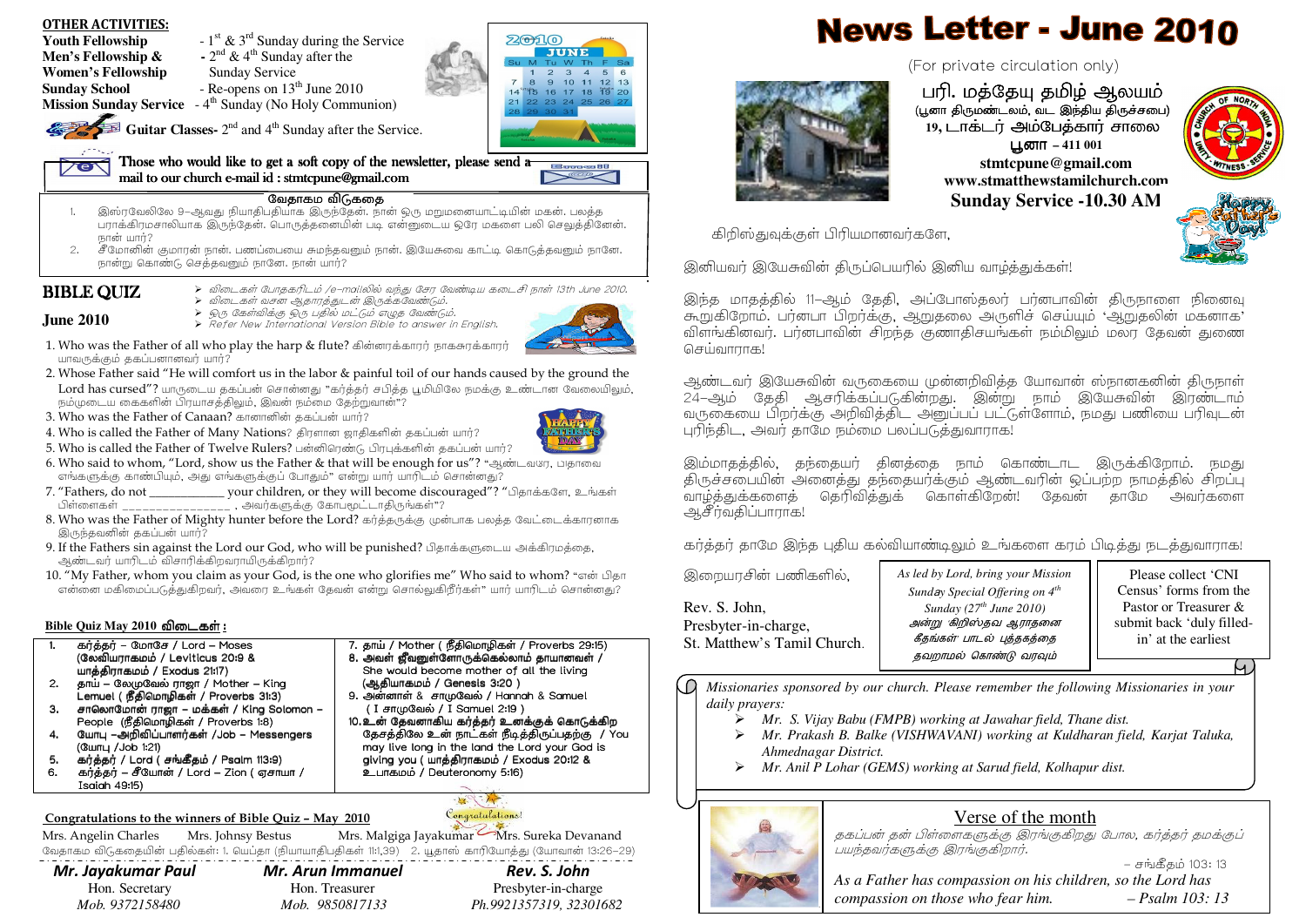# News Letter - June 2010

(For private circulation only)

**பரி. மத்தேயு தமிழ் ஆலயம்**
(பூனா திருமண்டலம், வட இந்திய திருச்சபை)
**19, டாக்டர் அம்பேத்கார் சாலை**
**பூனா – 411 001**
**stmtcpune@gmail.com**
**www.stmatthewstamilchurch.com**
**Sunday Service -10.30 AM**

கிறிஸ்துவுக்குள் பிரியமானவர்களே,

இனியவர் இயேசுவின் திருப்பெயரில் இனிய வாழ்த்துக்கள்!

இந்த மாதத்தில் 11–ஆம் தேதி, அப்போஸ்தலர் பர்னபாவின் திருநாளை நினைவு கூறுகிறோம். பர்னபா பிறர்க்கு, ஆறுதலை அருளிச் செய்யும் 'ஆறுதலின் மகனாக' விளங்கினவர். பர்னபாவின் சிறந்த குணாதிசயங்கள் நம்மிலும் மலர தேவன் துணை செய்வாராக!

ஆண்டவர் இயேசுவின் வருகையை முன்னறிவித்த யோவான் ஸ்நானகனின் திருநாள் 24–ஆம் தேதி ஆசரிக்கப்படுகின்றது. இன்று நாம் இயேசுவின் இரண்டாம் வருகையை பிறர்க்கு அறிவித்திட அனுப்பப் பட்டுள்ளோம், நமது பணியை பரிவுடன் புரிந்திட, அவர் தாமே நம்மை பலப்படுத்துவாராக!

இம்மாதத்தில், தந்தையர் தினத்தை நாம் கொண்டாட இருக்கிறோம். நமது திருச்சபையின் அனைத்து தந்தையர்க்கும் ஆண்டவரின் ஒப்பற்ற நாமத்தில் சிறப்பு வாழ்த்துக்களைத் தெரிவித்துக் கொள்கிறேன்! தேவன் தாமே அவர்களை ஆசீர்வதிப்பாராக!

கர்த்தர் தாமே இந்த புதிய கல்வியாண்டிலும் உங்களை கரம் பிடித்து நடத்துவாராக!

இறையரசின் பணிகளில்,

Rev. S. John,
Presbyter-in-charge,
St. Matthew's Tamil Church.

*As led by Lord, bring your Mission Sunday Special Offering on 4th Sunday (27th June 2010)*
*அன்று கிறிஸ்தவ ஆராதனை கீதங்கள் பாடல் புத்தகத்தை தவறாமல் கொண்டு வரவும்*

Please collect 'CNI Census' forms from the Pastor or Treasurer & submit back 'duly filled-in' at the earliest

*Missionaries sponsored by our church. Please remember the following Missionaries in your daily prayers:*

- *Mr. S. Vijay Babu (FMPB) working at Jawahar field, Thane dist.*
- *Mr. Prakash B. Balke (VISHWAVANI) working at Kuldharan field, Karjat Taluka, Ahmednagar District.*
- *Mr. Anil P Lohar (GEMS) working at Sarud field, Kolhapur dist.*

## Verse of the month

*தகப்பன் தன் பிள்ளைகளுக்கு இரங்குகிறது போல, கர்த்தர் தமக்குப் பயந்தவர்களுக்கு இரங்குகிறார்.*
– சங்கீதம் 103: 13

*As a Father has compassion on his children, so the Lord has compassion on those who fear him. – Psalm 103: 13*

## OTHER ACTIVITIES:

**Youth Fellowship** - 1st & 3rd Sunday during the Service
**Men's Fellowship & Women's Fellowship** - 2nd & 4th Sunday after the Sunday Service
**Sunday School** - Re-opens on 13th June 2010
**Mission Sunday Service** - 4th Sunday (No Holy Communion)

**Guitar Classes-** 2nd and 4th Sunday after the Service.

**Those who would like to get a soft copy of the newsletter, please send a mail to our church e-mail id : stmtcpune@gmail.com**

### வேதாகம விடுகதை

1. இஸ்ரவேலிலே 9–ஆவது நியாதிபதியாக இருந்தேன். நான் ஒரு மறுமனையாட்டியின் மகன். பலத்த பராக்கிரமசாலியாக இருந்தேன். பொருத்தனையின் படி என்னுடைய ஒரே மகளை பலி செலுத்தினேன். நான் யார்?
2. சீமோனின் குமாரன் நான். பணப்பையை சுமந்தவனும் நான். இயேசுவை காட்டி கொடுத்தவனும் நானே. நான்று கொண்டு செத்தவனும் நானே. நான் யார்?

## BIBLE QUIZ

## June 2010

- விடைகள் போதகரிடம் /e–mailலில் வந்து சேர வேண்டிய கடைசி நாள் 13th June 2010.
- விடைகள் வசன ஆதாரத்துடன் இருக்கவேண்டும்.
- ஒரு கேள்விக்கு ஒரு பதில் மட்டும் எழுத வேண்டும்.
- Refer New International Version Bible to answer in English.

1. Who was the Father of all who play the harp & flute? கின்னரக்காரர் நாகசுரக்காரர் யாவருக்கும் தகப்பனானவர் யார்?
2. Whose Father said "He will comfort us in the labor & painful toil of our hands caused by the ground the Lord has cursed"? யாருடைய தகப்பன் சொன்னது "கர்த்தர் சபித்த பூமியிலே நமக்கு உண்டான வேலையிலும், நம்முடைய கைகளின் பிரயாசத்திலும், இவன் நம்மை தேற்றுவான்"?
3. Who was the Father of Canaan? கானானின் தகப்பன் யார்?
4. Who is called the Father of Many Nations? திரளான ஜாதிகளின் தகப்பன் யார்?
5. Who is called the Father of Twelve Rulers? பன்னிரெண்டு பிரபுக்களின் தகப்பன் யார்?
6. Who said to whom, "Lord, show us the Father & that will be enough for us"? "ஆண்டவரே, பிதாவை எங்களுக்குக் காண்பியும், அது எங்களுக்குப் போதும்" என்று யார் யாரிடம் சொன்னது?
7. "Fathers, do not ___________ your children, or they will become discouraged"? "பிதாக்களே, உங்கள் பிள்ளைகள் _______________ , அவர்களுக்கு கோபமூட்டாதிருங்கள்"?
8. Who was the Father of Mighty hunter before the Lord? கர்த்தருக்கு முன்பாக பலத்த வேட்டைக்காரனாக இருந்தவனின் தகப்பன் யார்?
9. If the Fathers sin against the Lord our God, who will be punished? பிதாக்களுடைய அக்கிரமத்தை, ஆண்டவர் யாரிடம் விசாரிக்கிறவராயிருக்கிறார்?
10. "My Father, whom you claim as your God, is the one who glorifies me" Who said to whom? "என் பிதா என்னை மகிமைப்படுத்துகிறவர், அவரை உங்கள் தேவன் என்று சொல்லுகிறீர்கள்" யார் யாரிடம் சொன்னது?

### Bible Quiz May 2010 விடைகள் :

1. கர்த்தர் – மோசே / Lord – Moses (லேவியராகமம் / Leviticus 20:9 & யாத்திராகமம் / Exodus 21:17)
2. தாய் – லேமுவேல் ராஜா / Mother – King Lemuel ( நீதிமொழிகள் / Proverbs 31:3)
3. சாலொமோன் ராஜா – மக்கள் / King Solomon – People (நீதிமொழிகள் / Proverbs 1:8)
4. யோபு –அறிவிப்பாளர்கள் /Job – Messengers (யோபு /Job 1:21)
5. கர்த்தர் / Lord ( சங்கீதம் / Psalm 113:9)
6. கர்த்தர் – சீயோன் / Lord – Zion ( ஏசாயா / Isaiah 49:15)
7. தாய் / Mother ( நீதிமொழிகள் / Proverbs 29:15)
8. அவள் ஜீவனுள்ளோருக்கெல்லாம் தாயானவள் / She would become mother of all the living (ஆதியாகமம் / Genesis 3:20 )
9. அன்னாள் & சாமுவேல் / Hannah & Samuel ( I சாமுவேல் / I Samuel 2:19 )
10. உன் தேவனாகிய கர்த்தர் உனக்குக் கொடுக்கிற தேசத்திலே உன் நாட்கள் நீடித்திருப்பதற்கு / You may live long in the land the Lord your God is giving you ( யாத்திராகமம் / Exodus 20:12 & உபாகமம் / Deuteronomy 5:16)

### Congratulations to the winners of Bible Quiz – May 2010

Mrs. Angelin Charles, Mrs. Johnsy Bestus, Mrs. Malgiga Jayakumar, Mrs. Sureka Devanand

வேதாகம விடுகதையின் பதில்கள்: 1. யெப்தா (நியாயாதிபதிகள் 11:1,39) 2. யூதாஸ் காரியோத்து (யோவான் 13:26–29)

| **Mr. Jayakumar Paul** | **Mr. Arun Immanuel** | **Rev. S. John** |
|---|---|---|
| Hon. Secretary | Hon. Treasurer | Presbyter-in-charge |
| *Mob. 9372158480* | *Mob. 9850817133* | *Ph.9921357319, 32301682* |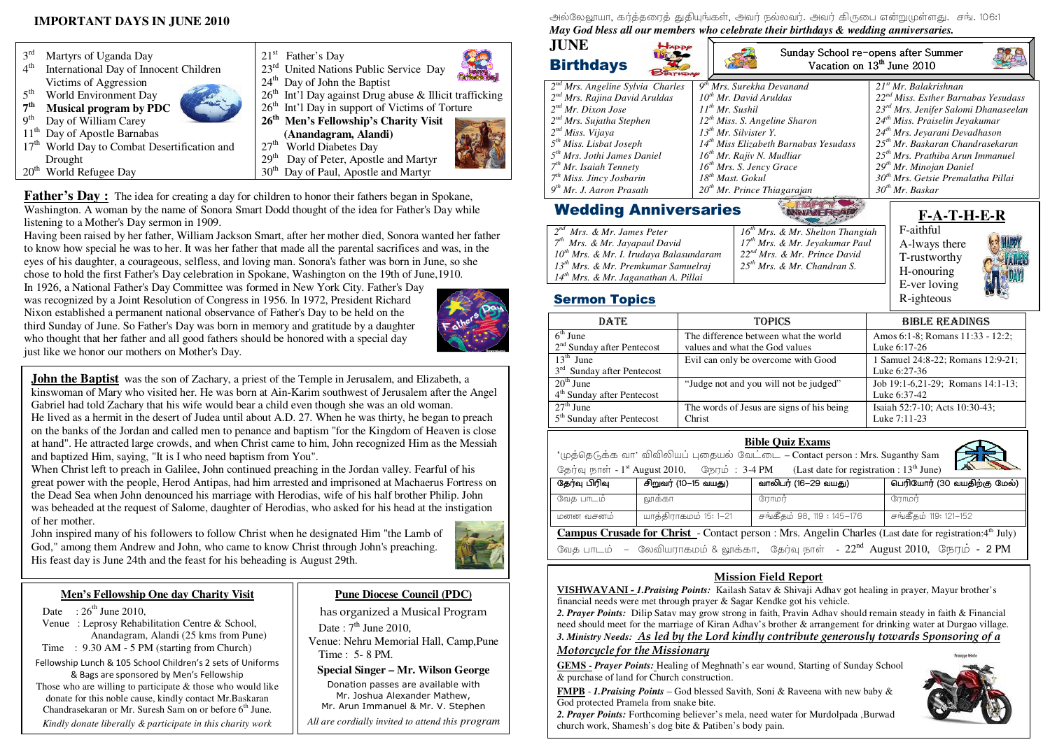## IMPORTANT DAYS IN JUNE 2010

| | |
|---|---|
| 3rd Martyrs of Uganda Day | 21st Father's Day |
| 4th International Day of Innocent Children Victims of Aggression | 23rd United Nations Public Service Day |
| 5th World Environment Day | 24th Day of John the Baptist |
| **7th Musical program by PDC** | 26th Int'l Day against Drug abuse & Illicit trafficking |
| 9th Day of William Carey | 26th Int'l Day in support of Victims of Torture |
| 11th Day of Apostle Barnabas | **26th Men's Fellowship's Charity Visit (Anandagram, Alandi)** |
| 17th World Day to Combat Desertification and Drought | 27th World Diabetes Day |
| 20th World Refugee Day | 29th Day of Peter, Apostle and Martyr |
| | 30th Day of Paul, Apostle and Martyr |

**Father's Day :** The idea for creating a day for children to honor their fathers began in Spokane, Washington. A woman by the name of Sonora Smart Dodd thought of the idea for Father's Day while listening to a Mother's Day sermon in 1909.

Having been raised by her father, William Jackson Smart, after her mother died, Sonora wanted her father to know how special he was to her. It was her father that made all the parental sacrifices and was, in the eyes of his daughter, a courageous, selfless, and loving man. Sonora's father was born in June, so she chose to hold the first Father's Day celebration in Spokane, Washington on the 19th of June,1910.

In 1926, a National Father's Day Committee was formed in New York City. Father's Day was recognized by a Joint Resolution of Congress in 1956. In 1972, President Richard Nixon established a permanent national observance of Father's Day to be held on the third Sunday of June. So Father's Day was born in memory and gratitude by a daughter who thought that her father and all good fathers should be honored with a special day just like we honor our mothers on Mother's Day.

**John the Baptist** was the son of Zachary, a priest of the Temple in Jerusalem, and Elizabeth, a kinswoman of Mary who visited her. He was born at Ain-Karim southwest of Jerusalem after the Angel Gabriel had told Zachary that his wife would bear a child even though she was an old woman.

He lived as a hermit in the desert of Judea until about A.D. 27. When he was thirty, he began to preach on the banks of the Jordan and called men to penance and baptism "for the Kingdom of Heaven is close at hand". He attracted large crowds, and when Christ came to him, John recognized Him as the Messiah and baptized Him, saying, "It is I who need baptism from You".

When Christ left to preach in Galilee, John continued preaching in the Jordan valley. Fearful of his great power with the people, Herod Antipas, had him arrested and imprisoned at Machaerus Fortress on the Dead Sea when John denounced his marriage with Herodias, wife of his half brother Philip. John was beheaded at the request of Salome, daughter of Herodias, who asked for his head at the instigation of her mother.

John inspired many of his followers to follow Christ when he designated Him "the Lamb of God," among them Andrew and John, who came to know Christ through John's preaching. His feast day is June 24th and the feast for his beheading is August 29th.

### Men's Fellowship One day Charity Visit

Date : 26th June 2010,
Venue : Leprosy Rehabilitation Centre & School, Anandagram, Alandi (25 kms from Pune)
Time : 9.30 AM - 5 PM (starting from Church)

Fellowship Lunch & 105 School Children's 2 sets of Uniforms & Bags are sponsored by Men's Fellowship

Those who are willing to participate & those who would like donate for this noble cause, kindly contact Mr.Baskaran Chandrasekaran or Mr. Suresh Sam on or before 6th June.

*Kindly donate liberally & participate in this charity work*

### Pune Diocese Council (PDC)

has organized a Musical Program

Date : 7th June 2010,
Venue: Nehru Memorial Hall, Camp,Pune
Time : 5- 8 PM.

**Special Singer – Mr. Wilson George**

Donation passes are available with Mr. Joshua Alexander Mathew, Mr. Arun Immanuel & Mr. V. Stephen

*All are cordially invited to attend this program*

அல்லேலூயா, கர்த்தரைத் துதியுங்கள், அவர் நல்லவர். அவர் கிருபை என்றுமுள்ளது. சங். 106:1

***May God bless all our members who celebrate their birthdays & wedding anniversaries.***

## JUNE Birthdays

Sunday School re-opens after Summer Vacation on 13th June 2010

| | | |
|---|---|---|
| 2nd Mrs. Angeline Sylvia Charles | 9th Mrs. Surekha Devanand | 21st Mr. Balakrishnan |
| 2nd Mrs. Rajina David Aruldas | 10th Mr. David Aruldas | 22nd Miss. Esther Barnabas Yesudass |
| 2nd Mr. Dixon Jose | 11th Mr. Sushil | 23rd Mrs. Jenifer Salomi Dhanaseelan |
| 2nd Mrs. Sujatha Stephen | 12th Miss. S. Angeline Sharon | 24th Miss. Praiselin Jeyakumar |
| 2nd Miss. Vijaya | 13th Mr. Silvister Y. | 24th Mrs. Jeyarani Devadhason |
| 5th Miss. Lisbat Joseph | 14th Miss Elizabeth Barnabas Yesudass | 25th Mr. Baskaran Chandrasekaran |
| 5th Mrs. Jothi James Daniel | 16th Mr. Rajiv N. Mudliar | 25th Mrs. Prathiba Arun Immanuel |
| 7th Mr. Isaiah Tennety | 16th Mrs. S. Jency Grace | 29th Mr. Minojan Daniel |
| 7th Miss. Jincy Josbarin | 18th Mast. Gokul | 30th Miss. Getsie Premalatha Pillai |
| 9th Mr. J. Aaron Prasath | 20th Mr. Prince Thiagarajan | 30th Mr. Baskar |

## Wedding Anniversaries

| | |
|---|---|
| 2nd Mrs. & Mr. James Peter | 16th Mrs. & Mr. Shelton Thangiah |
| 7th Mrs. & Mr. Jayapaul David | 17th Mrs. & Mr. Jeyakumar Paul |
| 10th Mrs. & Mr. I. Irudaya Balasundaram | 22nd Mrs. & Mr. Prince David |
| 13th Mrs. & Mr. Premkumar Samuelraj | 25th Mrs. & Mr. Chandran S. |
| 14th Mrs. & Mr. Jaganathan A. Pillai | |

### F-A-T-H-E-R

F-aithful
A-lways there
T-rustworthy
H-onouring
E-ver loving
R-ighteous

## Sermon Topics

| DATE | TOPICS | BIBLE READINGS |
|---|---|---|
| 6th June 2nd Sunday after Pentecost | The difference between what the world values and what the God values | Amos 6:1-8; Romans 11:33 - 12:2; Luke 6:17-26 |
| 13th June 3rd Sunday after Pentecost | Evil can only be overcome with Good | 1 Samuel 24:8-22; Romans 12:9-21; Luke 6:27-36 |
| 20th June 4th Sunday after Pentecost | "Judge not and you will not be judged" | Job 19:1-6,21-29; Romans 14:1-13; Luke 6:37-42 |
| 27th June 5th Sunday after Pentecost | The words of Jesus are signs of his being Christ | Isaiah 52:7-10; Acts 10:30-43; Luke 7:11-23 |

### Bible Quiz Exams

'முத்தெடுக்க வா' விவிலியப் புதையல் வேட்டை – Contact person : Mrs. Suganthy Sam

தேர்வு நாள் - 1st August 2010, நேரம் : 3-4 PM (Last date for registration : 13th June)

| தேர்வு பிரிவு | சிறுவர் (10–15 வயது) | வாலிபர் (16–29 வயது) | பெரியோர் (30 வயதிற்கு மேல்) |
|---|---|---|---|
| வேத பாடம் | லூக்கா | ரோமர் | ரோமர் |
| மனன வசனம் | யாத்திராகமம் 15: 1–21 | சங்கீதம் 98, 119 : 145–176 | சங்கீதம் 119: 121–152 |

**Campus Crusade for Christ** - Contact person : Mrs. Angelin Charles (Last date for registration:4th July)

வேத பாடம் – லேவியராகமம் & லூக்கா, தேர்வு நாள் - 22nd August 2010, நேரம் - 2 PM

### Mission Field Report

**VISHWAVANI -** ***1.Praising Points:*** Kailash Satav & Shivaji Adhav got healing in prayer, Mayur brother's financial needs were met through prayer & Sagar Kendke got his vehicle.

***2. Prayer Points:*** Dilip Satav may grow strong in faith, Pravin Adhav should remain steady in faith & Financial need should meet for the marriage of Kiran Adhav's brother & arrangement for drinking water at Durgao village.

***3. Ministry Needs:*** *As led by the Lord kindly contribute generously towards Sponsoring of a Motorcycle for the Missionary*

**GEMS -** ***Prayer Points:*** Healing of Meghnath's ear wound, Starting of Sunday School & purchase of land for Church construction.

**FMPB** - ***1.Praising Points*** – God blessed Savith, Soni & Raveena with new baby & God protected Pramela from snake bite.

***2. Prayer Points:*** Forthcoming believer's mela, need water for Murdolpada ,Burwad church work, Shamesh's dog bite & Patiben's body pain.